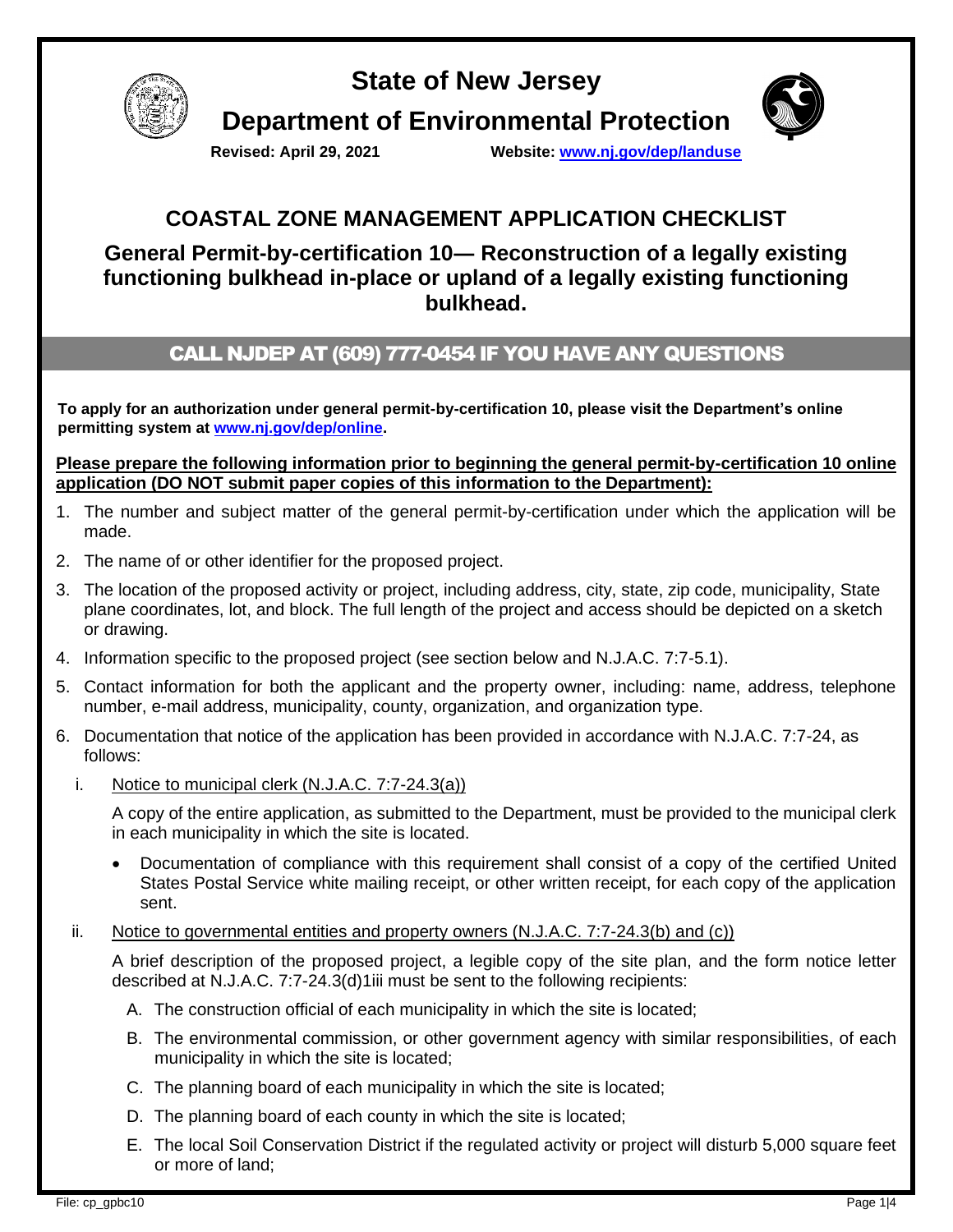# State of New Jersey

# Department of Environmental Protection

**Revised: April 29, 2021** **Website: [www.nj.gov/dep/landuse](www.nj.gov/dep/landuse)**

## COASTAL ZONE MANAGEMENT APPLICATION CHECKLIST

### General Permit-by-certification 10— Reconstruction of a legally existing functioning bulkhead in-place or upland of a legally existing functioning bulkhead.

## CALL NJDEP AT (609) 777-0454 IF YOU HAVE ANY QUESTIONS

**To apply for an authorization under general permit-by-certification 10, please visit the Department's online permitting system at [www.nj.gov/dep/online](www.nj.gov/dep/online).**

**<u>Please prepare the following information prior to beginning the general permit-by-certification 10 online application (DO NOT submit paper copies of this information to the Department):</u>**

1. The number and subject matter of the general permit-by-certification under which the application will be made.
2. The name of or other identifier for the proposed project.
3. The location of the proposed activity or project, including address, city, state, zip code, municipality, State plane coordinates, lot, and block. The full length of the project and access should be depicted on a sketch or drawing.
4. Information specific to the proposed project (see section below and N.J.A.C. 7:7-5.1).
5. Contact information for both the applicant and the property owner, including: name, address, telephone number, e-mail address, municipality, county, organization, and organization type.
6. Documentation that notice of the application has been provided in accordance with N.J.A.C. 7:7-24, as follows:

   i. <u>Notice to municipal clerk (N.J.A.C. 7:7-24.3(a))</u>

      A copy of the entire application, as submitted to the Department, must be provided to the municipal clerk in each municipality in which the site is located.

      - Documentation of compliance with this requirement shall consist of a copy of the certified United States Postal Service white mailing receipt, or other written receipt, for each copy of the application sent.

   ii. <u>Notice to governmental entities and property owners (N.J.A.C. 7:7-24.3(b) and (c))</u>

      A brief description of the proposed project, a legible copy of the site plan, and the form notice letter described at N.J.A.C. 7:7-24.3(d)1iii must be sent to the following recipients:

      A. The construction official of each municipality in which the site is located;
      B. The environmental commission, or other government agency with similar responsibilities, of each municipality in which the site is located;
      C. The planning board of each municipality in which the site is located;
      D. The planning board of each county in which the site is located;
      E. The local Soil Conservation District if the regulated activity or project will disturb 5,000 square feet or more of land;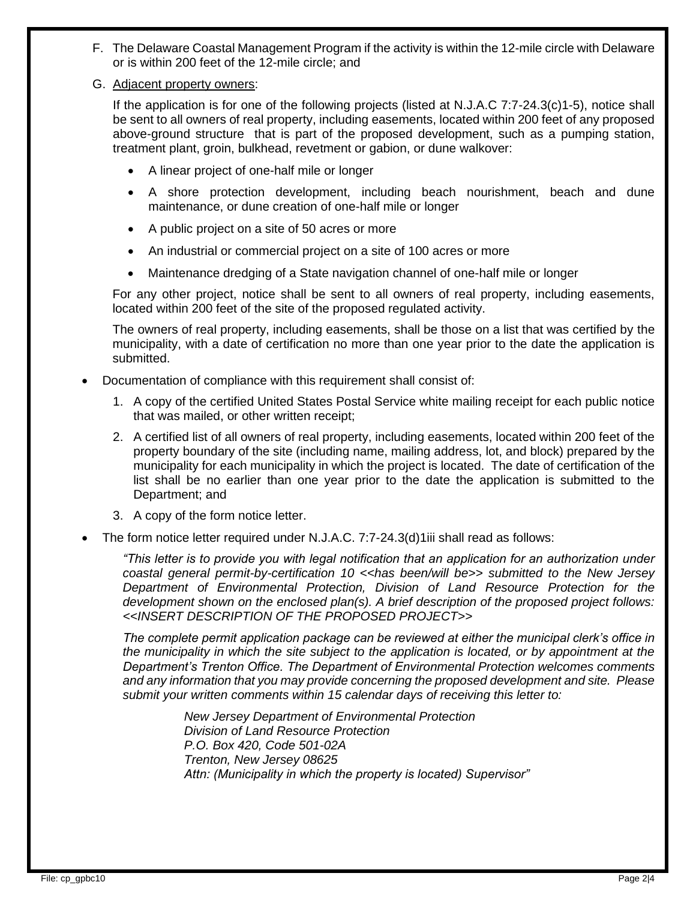F. The Delaware Coastal Management Program if the activity is within the 12-mile circle with Delaware or is within 200 feet of the 12-mile circle; and

G. Adjacent property owners:

If the application is for one of the following projects (listed at N.J.A.C 7:7-24.3(c)1-5), notice shall be sent to all owners of real property, including easements, located within 200 feet of any proposed above-ground structure that is part of the proposed development, such as a pumping station, treatment plant, groin, bulkhead, revetment or gabion, or dune walkover:

- A linear project of one-half mile or longer
- A shore protection development, including beach nourishment, beach and dune maintenance, or dune creation of one-half mile or longer
- A public project on a site of 50 acres or more
- An industrial or commercial project on a site of 100 acres or more
- Maintenance dredging of a State navigation channel of one-half mile or longer

For any other project, notice shall be sent to all owners of real property, including easements, located within 200 feet of the site of the proposed regulated activity.

The owners of real property, including easements, shall be those on a list that was certified by the municipality, with a date of certification no more than one year prior to the date the application is submitted.

- Documentation of compliance with this requirement shall consist of:
  1. A copy of the certified United States Postal Service white mailing receipt for each public notice that was mailed, or other written receipt;
  2. A certified list of all owners of real property, including easements, located within 200 feet of the property boundary of the site (including name, mailing address, lot, and block) prepared by the municipality for each municipality in which the project is located. The date of certification of the list shall be no earlier than one year prior to the date the application is submitted to the Department; and
  3. A copy of the form notice letter.

- The form notice letter required under N.J.A.C. 7:7-24.3(d)1iii shall read as follows:

*"This letter is to provide you with legal notification that an application for an authorization under coastal general permit-by-certification 10 <<has been/will be>> submitted to the New Jersey Department of Environmental Protection, Division of Land Resource Protection for the development shown on the enclosed plan(s). A brief description of the proposed project follows: <<INSERT DESCRIPTION OF THE PROPOSED PROJECT>>*

*The complete permit application package can be reviewed at either the municipal clerk's office in the municipality in which the site subject to the application is located, or by appointment at the Department's Trenton Office. The Department of Environmental Protection welcomes comments and any information that you may provide concerning the proposed development and site. Please submit your written comments within 15 calendar days of receiving this letter to:*

*New Jersey Department of Environmental Protection*
*Division of Land Resource Protection*
*P.O. Box 420, Code 501-02A*
*Trenton, New Jersey 08625*
*Attn: (Municipality in which the property is located) Supervisor"*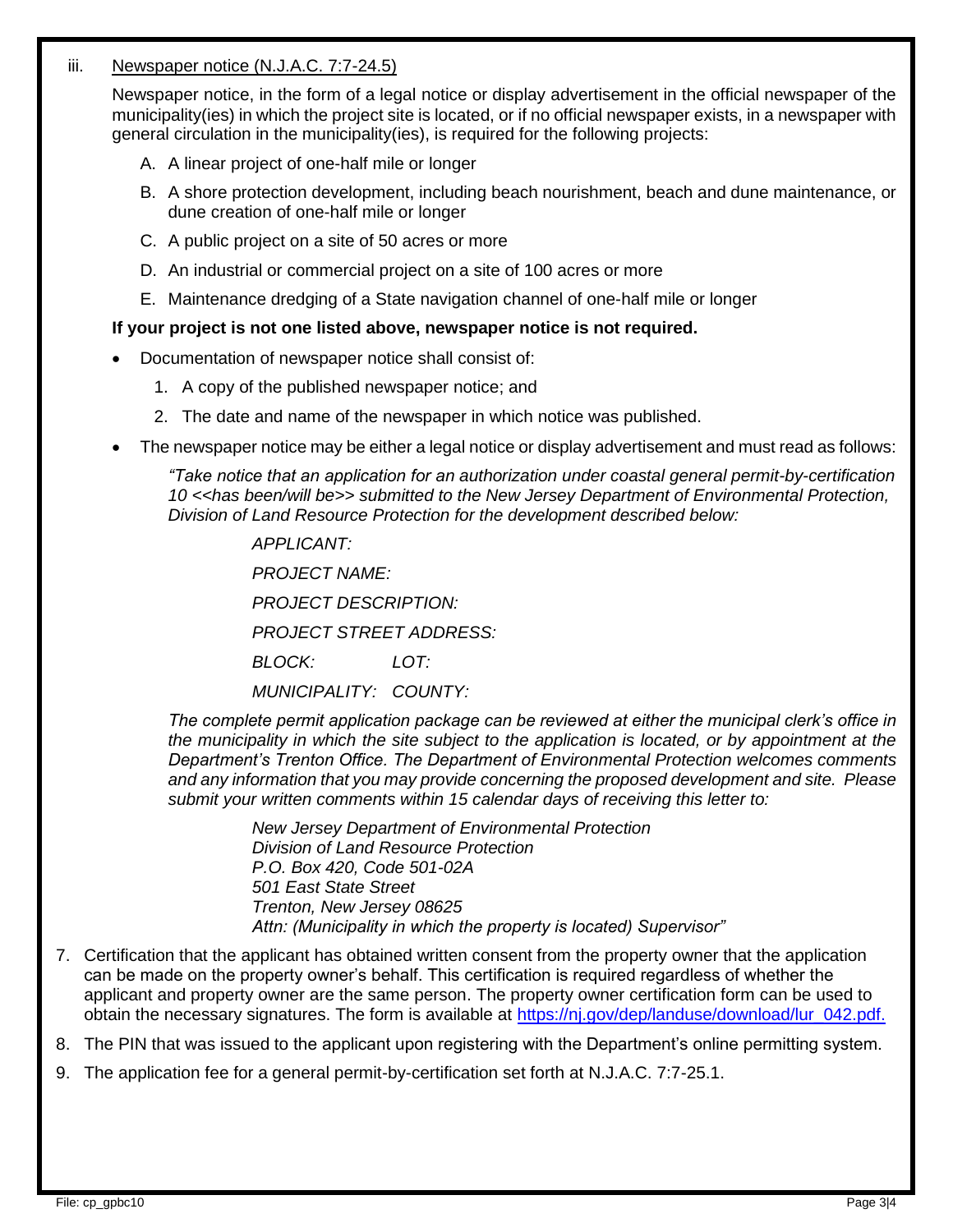iii. Newspaper notice (N.J.A.C. 7:7-24.5)

Newspaper notice, in the form of a legal notice or display advertisement in the official newspaper of the municipality(ies) in which the project site is located, or if no official newspaper exists, in a newspaper with general circulation in the municipality(ies), is required for the following projects:

A. A linear project of one-half mile or longer

B. A shore protection development, including beach nourishment, beach and dune maintenance, or dune creation of one-half mile or longer

C. A public project on a site of 50 acres or more

D. An industrial or commercial project on a site of 100 acres or more

E. Maintenance dredging of a State navigation channel of one-half mile or longer

**If your project is not one listed above, newspaper notice is not required.**

- Documentation of newspaper notice shall consist of:
  1. A copy of the published newspaper notice; and
  2. The date and name of the newspaper in which notice was published.
- The newspaper notice may be either a legal notice or display advertisement and must read as follows:

*"Take notice that an application for an authorization under coastal general permit-by-certification 10 <<has been/will be>> submitted to the New Jersey Department of Environmental Protection, Division of Land Resource Protection for the development described below:*

*APPLICANT:*

*PROJECT NAME:*

*PROJECT DESCRIPTION:*

*PROJECT STREET ADDRESS:*

*BLOCK: LOT:*

*MUNICIPALITY: COUNTY:*

*The complete permit application package can be reviewed at either the municipal clerk's office in the municipality in which the site subject to the application is located, or by appointment at the Department's Trenton Office. The Department of Environmental Protection welcomes comments and any information that you may provide concerning the proposed development and site. Please submit your written comments within 15 calendar days of receiving this letter to:*

*New Jersey Department of Environmental Protection*
*Division of Land Resource Protection*
*P.O. Box 420, Code 501-02A*
*501 East State Street*
*Trenton, New Jersey 08625*
*Attn: (Municipality in which the property is located) Supervisor"*

7. Certification that the applicant has obtained written consent from the property owner that the application can be made on the property owner's behalf. This certification is required regardless of whether the applicant and property owner are the same person. The property owner certification form can be used to obtain the necessary signatures. The form is available at https://nj.gov/dep/landuse/download/lur_042.pdf.
8. The PIN that was issued to the applicant upon registering with the Department's online permitting system.
9. The application fee for a general permit-by-certification set forth at N.J.A.C. 7:7-25.1.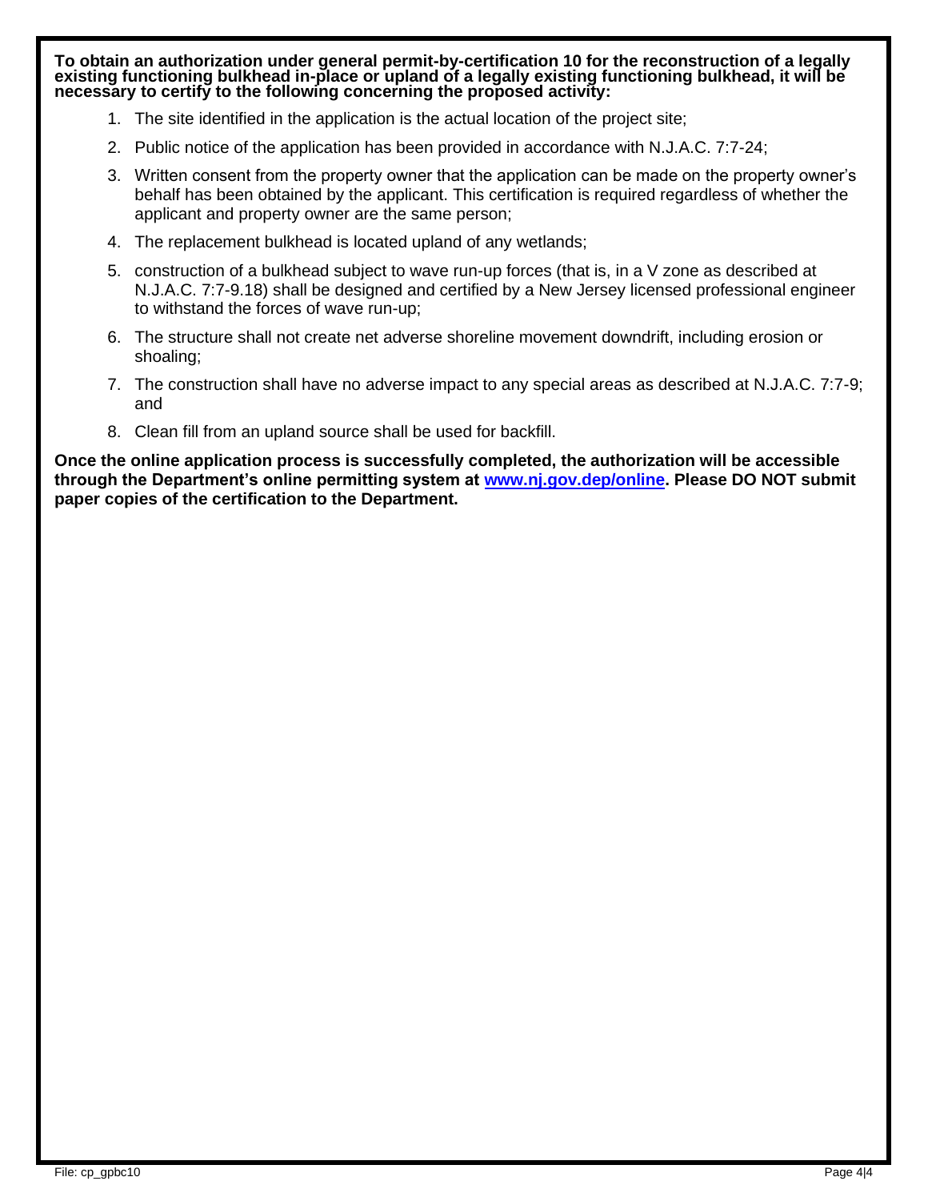**To obtain an authorization under general permit-by-certification 10 for the reconstruction of a legally existing functioning bulkhead in-place or upland of a legally existing functioning bulkhead, it will be necessary to certify to the following concerning the proposed activity:**

1. The site identified in the application is the actual location of the project site;
2. Public notice of the application has been provided in accordance with N.J.A.C. 7:7-24;
3. Written consent from the property owner that the application can be made on the property owner's behalf has been obtained by the applicant. This certification is required regardless of whether the applicant and property owner are the same person;
4. The replacement bulkhead is located upland of any wetlands;
5. construction of a bulkhead subject to wave run-up forces (that is, in a V zone as described at N.J.A.C. 7:7-9.18) shall be designed and certified by a New Jersey licensed professional engineer to withstand the forces of wave run-up;
6. The structure shall not create net adverse shoreline movement downdrift, including erosion or shoaling;
7. The construction shall have no adverse impact to any special areas as described at N.J.A.C. 7:7-9; and
8. Clean fill from an upland source shall be used for backfill.

**Once the online application process is successfully completed, the authorization will be accessible through the Department's online permitting system at [www.nj.gov.dep/online](www.nj.gov.dep/online). Please DO NOT submit paper copies of the certification to the Department.**